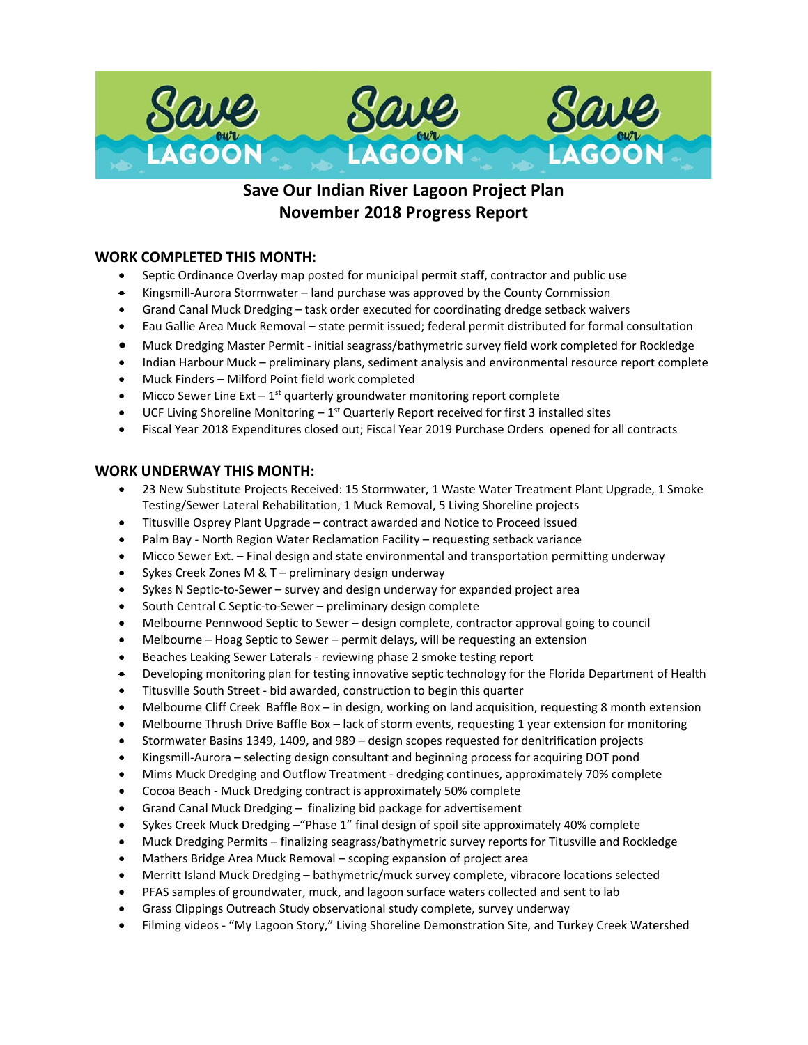# Save Our Indian River Lagoon Project Plan
## November 2018 Progress Report

### WORK COMPLETED THIS MONTH:

- Septic Ordinance Overlay map posted for municipal permit staff, contractor and public use
- Kingsmill-Aurora Stormwater – land purchase was approved by the County Commission
- Grand Canal Muck Dredging – task order executed for coordinating dredge setback waivers
- Eau Gallie Area Muck Removal – state permit issued; federal permit distributed for formal consultation
- Muck Dredging Master Permit - initial seagrass/bathymetric survey field work completed for Rockledge
- Indian Harbour Muck – preliminary plans, sediment analysis and environmental resource report complete
- Muck Finders – Milford Point field work completed
- Micco Sewer Line Ext – 1st quarterly groundwater monitoring report complete
- UCF Living Shoreline Monitoring – 1st Quarterly Report received for first 3 installed sites
- Fiscal Year 2018 Expenditures closed out; Fiscal Year 2019 Purchase Orders opened for all contracts

### WORK UNDERWAY THIS MONTH:

- 23 New Substitute Projects Received: 15 Stormwater, 1 Waste Water Treatment Plant Upgrade, 1 Smoke Testing/Sewer Lateral Rehabilitation, 1 Muck Removal, 5 Living Shoreline projects
- Titusville Osprey Plant Upgrade – contract awarded and Notice to Proceed issued
- Palm Bay - North Region Water Reclamation Facility – requesting setback variance
- Micco Sewer Ext. – Final design and state environmental and transportation permitting underway
- Sykes Creek Zones M & T – preliminary design underway
- Sykes N Septic-to-Sewer – survey and design underway for expanded project area
- South Central C Septic-to-Sewer – preliminary design complete
- Melbourne Pennwood Septic to Sewer – design complete, contractor approval going to council
- Melbourne – Hoag Septic to Sewer – permit delays, will be requesting an extension
- Beaches Leaking Sewer Laterals - reviewing phase 2 smoke testing report
- Developing monitoring plan for testing innovative septic technology for the Florida Department of Health
- Titusville South Street - bid awarded, construction to begin this quarter
- Melbourne Cliff Creek Baffle Box – in design, working on land acquisition, requesting 8 month extension
- Melbourne Thrush Drive Baffle Box – lack of storm events, requesting 1 year extension for monitoring
- Stormwater Basins 1349, 1409, and 989 – design scopes requested for denitrification projects
- Kingsmill-Aurora – selecting design consultant and beginning process for acquiring DOT pond
- Mims Muck Dredging and Outflow Treatment - dredging continues, approximately 70% complete
- Cocoa Beach - Muck Dredging contract is approximately 50% complete
- Grand Canal Muck Dredging – finalizing bid package for advertisement
- Sykes Creek Muck Dredging –"Phase 1" final design of spoil site approximately 40% complete
- Muck Dredging Permits – finalizing seagrass/bathymetric survey reports for Titusville and Rockledge
- Mathers Bridge Area Muck Removal – scoping expansion of project area
- Merritt Island Muck Dredging – bathymetric/muck survey complete, vibracore locations selected
- PFAS samples of groundwater, muck, and lagoon surface waters collected and sent to lab
- Grass Clippings Outreach Study observational study complete, survey underway
- Filming videos - "My Lagoon Story," Living Shoreline Demonstration Site, and Turkey Creek Watershed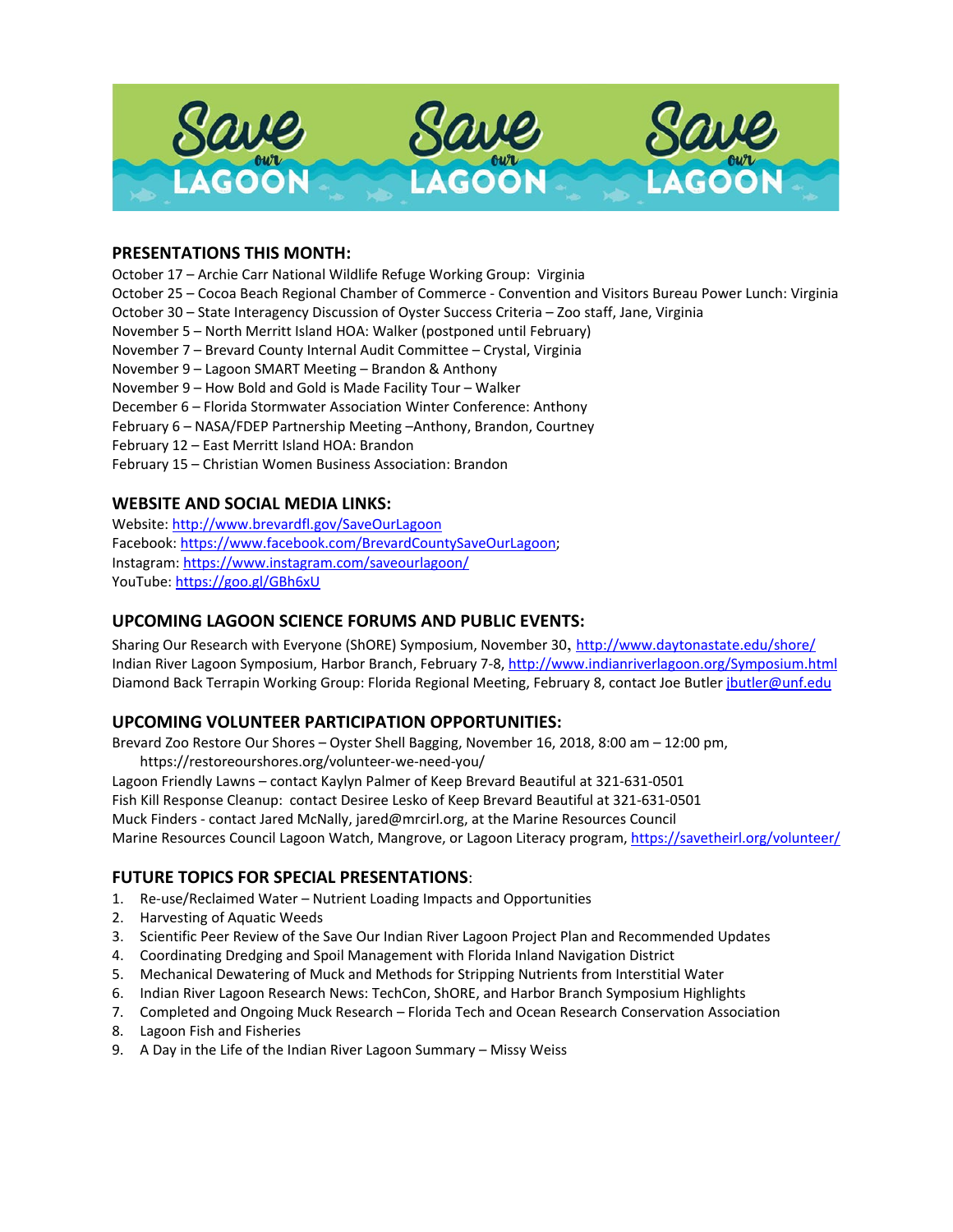## PRESENTATIONS THIS MONTH:

October 17 – Archie Carr National Wildlife Refuge Working Group: Virginia
October 25 – Cocoa Beach Regional Chamber of Commerce - Convention and Visitors Bureau Power Lunch: Virginia
October 30 – State Interagency Discussion of Oyster Success Criteria – Zoo staff, Jane, Virginia
November 5 – North Merritt Island HOA: Walker (postponed until February)
November 7 – Brevard County Internal Audit Committee – Crystal, Virginia
November 9 – Lagoon SMART Meeting – Brandon & Anthony
November 9 – How Bold and Gold is Made Facility Tour – Walker
December 6 – Florida Stormwater Association Winter Conference: Anthony
February 6 – NASA/FDEP Partnership Meeting –Anthony, Brandon, Courtney
February 12 – East Merritt Island HOA: Brandon
February 15 – Christian Women Business Association: Brandon

## WEBSITE AND SOCIAL MEDIA LINKS:

Website: http://www.brevardfl.gov/SaveOurLagoon
Facebook: https://www.facebook.com/BrevardCountySaveOurLagoon;
Instagram: https://www.instagram.com/saveourlagoon/
YouTube: https://goo.gl/GBh6xU

## UPCOMING LAGOON SCIENCE FORUMS AND PUBLIC EVENTS:

Sharing Our Research with Everyone (ShORE) Symposium, November 30, http://www.daytonastate.edu/shore/
Indian River Lagoon Symposium, Harbor Branch, February 7-8, http://www.indianriverlagoon.org/Symposium.html
Diamond Back Terrapin Working Group: Florida Regional Meeting, February 8, contact Joe Butler jbutler@unf.edu

## UPCOMING VOLUNTEER PARTICIPATION OPPORTUNITIES:

Brevard Zoo Restore Our Shores – Oyster Shell Bagging, November 16, 2018, 8:00 am – 12:00 pm, https://restoreourshores.org/volunteer-we-need-you/
Lagoon Friendly Lawns – contact Kaylyn Palmer of Keep Brevard Beautiful at 321-631-0501
Fish Kill Response Cleanup: contact Desiree Lesko of Keep Brevard Beautiful at 321-631-0501
Muck Finders - contact Jared McNally, jared@mrcirl.org, at the Marine Resources Council
Marine Resources Council Lagoon Watch, Mangrove, or Lagoon Literacy program, https://savetheirl.org/volunteer/

## FUTURE TOPICS FOR SPECIAL PRESENTATIONS:

1. Re-use/Reclaimed Water – Nutrient Loading Impacts and Opportunities
2. Harvesting of Aquatic Weeds
3. Scientific Peer Review of the Save Our Indian River Lagoon Project Plan and Recommended Updates
4. Coordinating Dredging and Spoil Management with Florida Inland Navigation District
5. Mechanical Dewatering of Muck and Methods for Stripping Nutrients from Interstitial Water
6. Indian River Lagoon Research News: TechCon, ShORE, and Harbor Branch Symposium Highlights
7. Completed and Ongoing Muck Research – Florida Tech and Ocean Research Conservation Association
8. Lagoon Fish and Fisheries
9. A Day in the Life of the Indian River Lagoon Summary – Missy Weiss